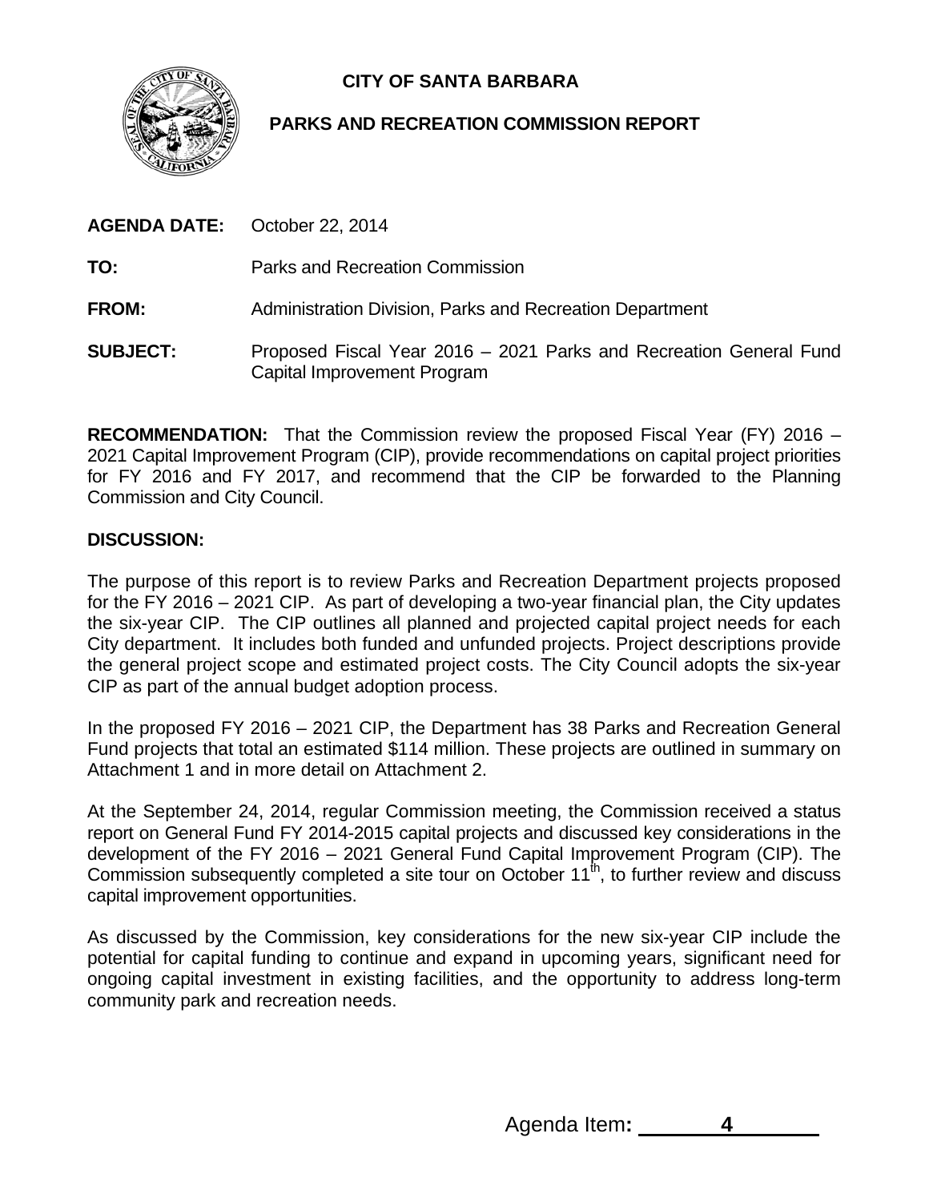# CITY OF SANTA BARBARA

## PARKS AND RECREATION COMMISSION REPORT

**AGENDA DATE:** October 22, 2014

**TO:** Parks and Recreation Commission

**FROM:** Administration Division, Parks and Recreation Department

**SUBJECT:** Proposed Fiscal Year 2016 – 2021 Parks and Recreation General Fund Capital Improvement Program

**RECOMMENDATION:** That the Commission review the proposed Fiscal Year (FY) 2016 – 2021 Capital Improvement Program (CIP), provide recommendations on capital project priorities for FY 2016 and FY 2017, and recommend that the CIP be forwarded to the Planning Commission and City Council.

**DISCUSSION:**

The purpose of this report is to review Parks and Recreation Department projects proposed for the FY 2016 – 2021 CIP. As part of developing a two-year financial plan, the City updates the six-year CIP. The CIP outlines all planned and projected capital project needs for each City department. It includes both funded and unfunded projects. Project descriptions provide the general project scope and estimated project costs. The City Council adopts the six-year CIP as part of the annual budget adoption process.

In the proposed FY 2016 – 2021 CIP, the Department has 38 Parks and Recreation General Fund projects that total an estimated $114 million. These projects are outlined in summary on Attachment 1 and in more detail on Attachment 2.

At the September 24, 2014, regular Commission meeting, the Commission received a status report on General Fund FY 2014-2015 capital projects and discussed key considerations in the development of the FY 2016 – 2021 General Fund Capital Improvement Program (CIP). The Commission subsequently completed a site tour on October 11th, to further review and discuss capital improvement opportunities.

As discussed by the Commission, key considerations for the new six-year CIP include the potential for capital funding to continue and expand in upcoming years, significant need for ongoing capital investment in existing facilities, and the opportunity to address long-term community park and recreation needs.

Agenda Item: 4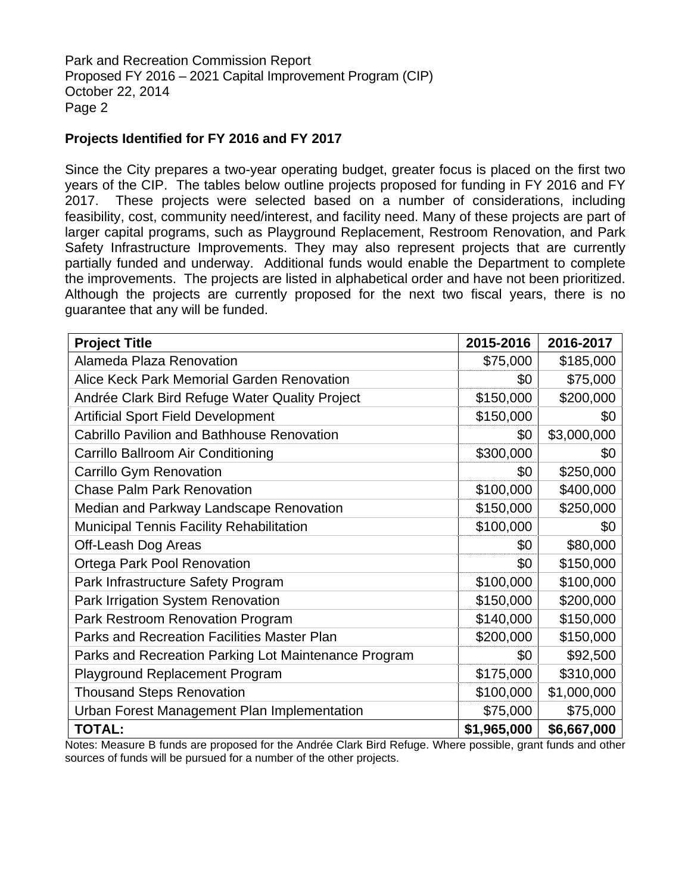### Projects Identified for FY 2016 and FY 2017

Since the City prepares a two-year operating budget, greater focus is placed on the first two years of the CIP. The tables below outline projects proposed for funding in FY 2016 and FY 2017. These projects were selected based on a number of considerations, including feasibility, cost, community need/interest, and facility need. Many of these projects are part of larger capital programs, such as Playground Replacement, Restroom Renovation, and Park Safety Infrastructure Improvements. They may also represent projects that are currently partially funded and underway. Additional funds would enable the Department to complete the improvements. The projects are listed in alphabetical order and have not been prioritized. Although the projects are currently proposed for the next two fiscal years, there is no guarantee that any will be funded.

| Project Title | 2015-2016 | 2016-2017 |
|---|---|---|
| Alameda Plaza Renovation | $75,000 | $185,000 |
| Alice Keck Park Memorial Garden Renovation | $0 | $75,000 |
| Andrée Clark Bird Refuge Water Quality Project | $150,000 | $200,000 |
| Artificial Sport Field Development | $150,000 | $0 |
| Cabrillo Pavilion and Bathhouse Renovation | $0 | $3,000,000 |
| Carrillo Ballroom Air Conditioning | $300,000 | $0 |
| Carrillo Gym Renovation | $0 | $250,000 |
| Chase Palm Park Renovation | $100,000 | $400,000 |
| Median and Parkway Landscape Renovation | $150,000 | $250,000 |
| Municipal Tennis Facility Rehabilitation | $100,000 | $0 |
| Off-Leash Dog Areas | $0 | $80,000 |
| Ortega Park Pool Renovation | $0 | $150,000 |
| Park Infrastructure Safety Program | $100,000 | $100,000 |
| Park Irrigation System Renovation | $150,000 | $200,000 |
| Park Restroom Renovation Program | $140,000 | $150,000 |
| Parks and Recreation Facilities Master Plan | $200,000 | $150,000 |
| Parks and Recreation Parking Lot Maintenance Program | $0 | $92,500 |
| Playground Replacement Program | $175,000 | $310,000 |
| Thousand Steps Renovation | $100,000 | $1,000,000 |
| Urban Forest Management Plan Implementation | $75,000 | $75,000 |
| **TOTAL:** | **$1,965,000** | **$6,667,000** |

Notes: Measure B funds are proposed for the Andrée Clark Bird Refuge. Where possible, grant funds and other sources of funds will be pursued for a number of the other projects.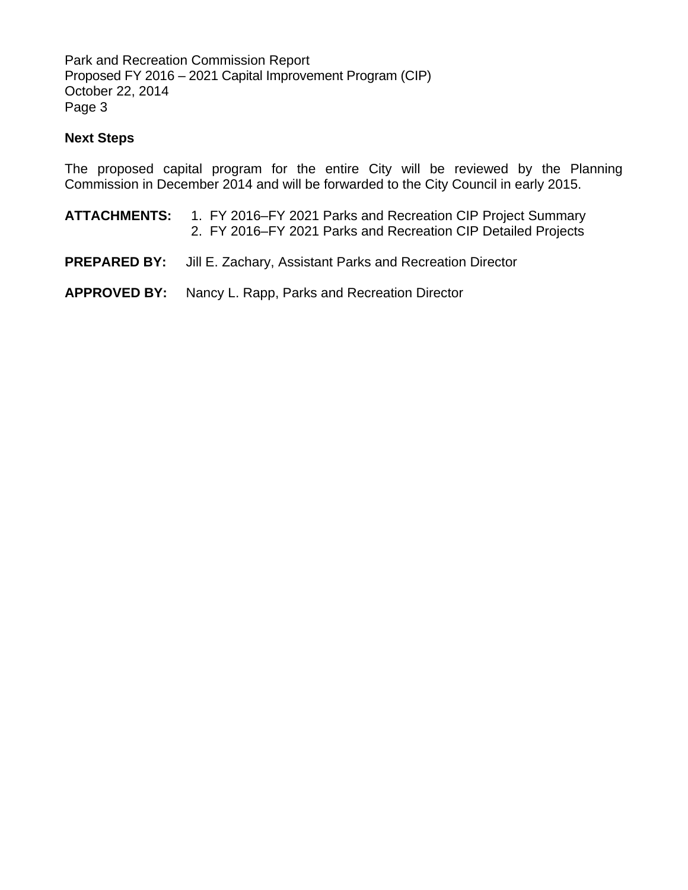### Next Steps

The proposed capital program for the entire City will be reviewed by the Planning Commission in December 2014 and will be forwarded to the City Council in early 2015.

**ATTACHMENTS:**
1. FY 2016–FY 2021 Parks and Recreation CIP Project Summary
2. FY 2016–FY 2021 Parks and Recreation CIP Detailed Projects

**PREPARED BY:** Jill E. Zachary, Assistant Parks and Recreation Director

**APPROVED BY:** Nancy L. Rapp, Parks and Recreation Director